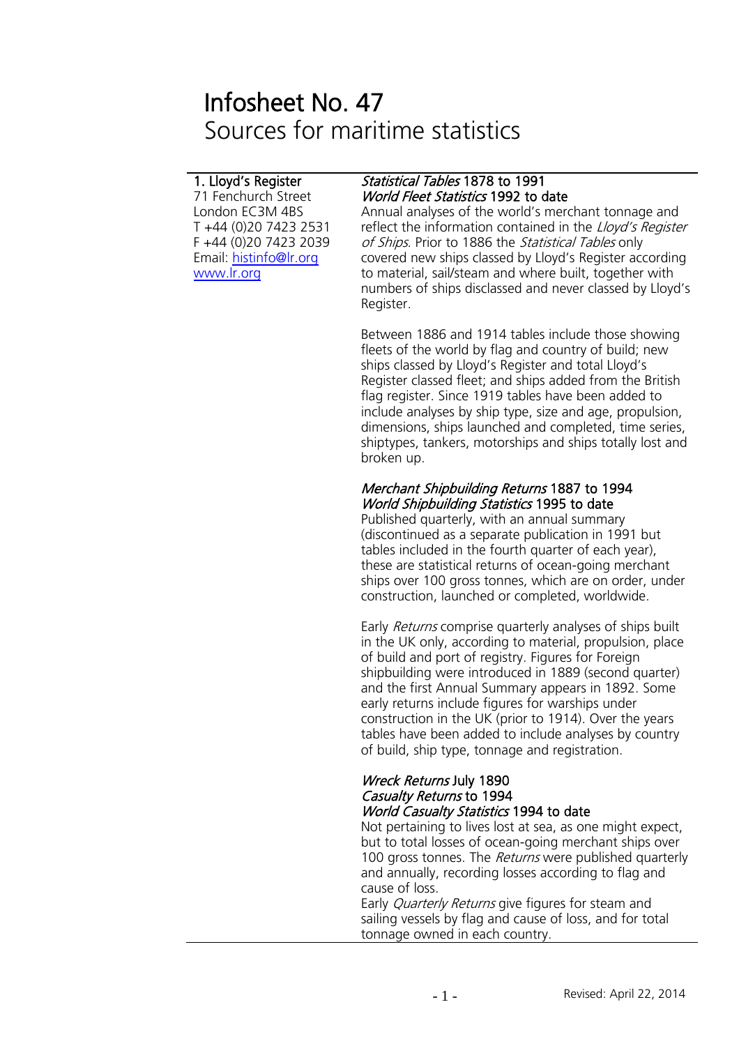# Infosheet No. 47

## Sources for maritime statistics

### 1. Lloyd's Register

71 Fenchurch Street
London EC3M 4BS
T +44 (0)20 7423 2531
F +44 (0)20 7423 2039
Email: histinfo@lr.org
www.lr.org

*Statistical Tables* 1878 to 1991
*World Fleet Statistics* 1992 to date

Annual analyses of the world's merchant tonnage and reflect the information contained in the *Lloyd's Register of Ships*. Prior to 1886 the *Statistical Tables* only covered new ships classed by Lloyd's Register according to material, sail/steam and where built, together with numbers of ships disclassed and never classed by Lloyd's Register.

Between 1886 and 1914 tables include those showing fleets of the world by flag and country of build; new ships classed by Lloyd's Register and total Lloyd's Register classed fleet; and ships added from the British flag register. Since 1919 tables have been added to include analyses by ship type, size and age, propulsion, dimensions, ships launched and completed, time series, shiptypes, tankers, motorships and ships totally lost and broken up.

*Merchant Shipbuilding Returns* 1887 to 1994
*World Shipbuilding Statistics* 1995 to date

Published quarterly, with an annual summary (discontinued as a separate publication in 1991 but tables included in the fourth quarter of each year), these are statistical returns of ocean-going merchant ships over 100 gross tonnes, which are on order, under construction, launched or completed, worldwide.

Early *Returns* comprise quarterly analyses of ships built in the UK only, according to material, propulsion, place of build and port of registry. Figures for Foreign shipbuilding were introduced in 1889 (second quarter) and the first Annual Summary appears in 1892. Some early returns include figures for warships under construction in the UK (prior to 1914). Over the years tables have been added to include analyses by country of build, ship type, tonnage and registration.

*Wreck Returns* July 1890
*Casualty Returns* to 1994
*World Casualty Statistics* 1994 to date

Not pertaining to lives lost at sea, as one might expect, but to total losses of ocean-going merchant ships over 100 gross tonnes. The *Returns* were published quarterly and annually, recording losses according to flag and cause of loss.
Early *Quarterly Returns* give figures for steam and sailing vessels by flag and cause of loss, and for total tonnage owned in each country.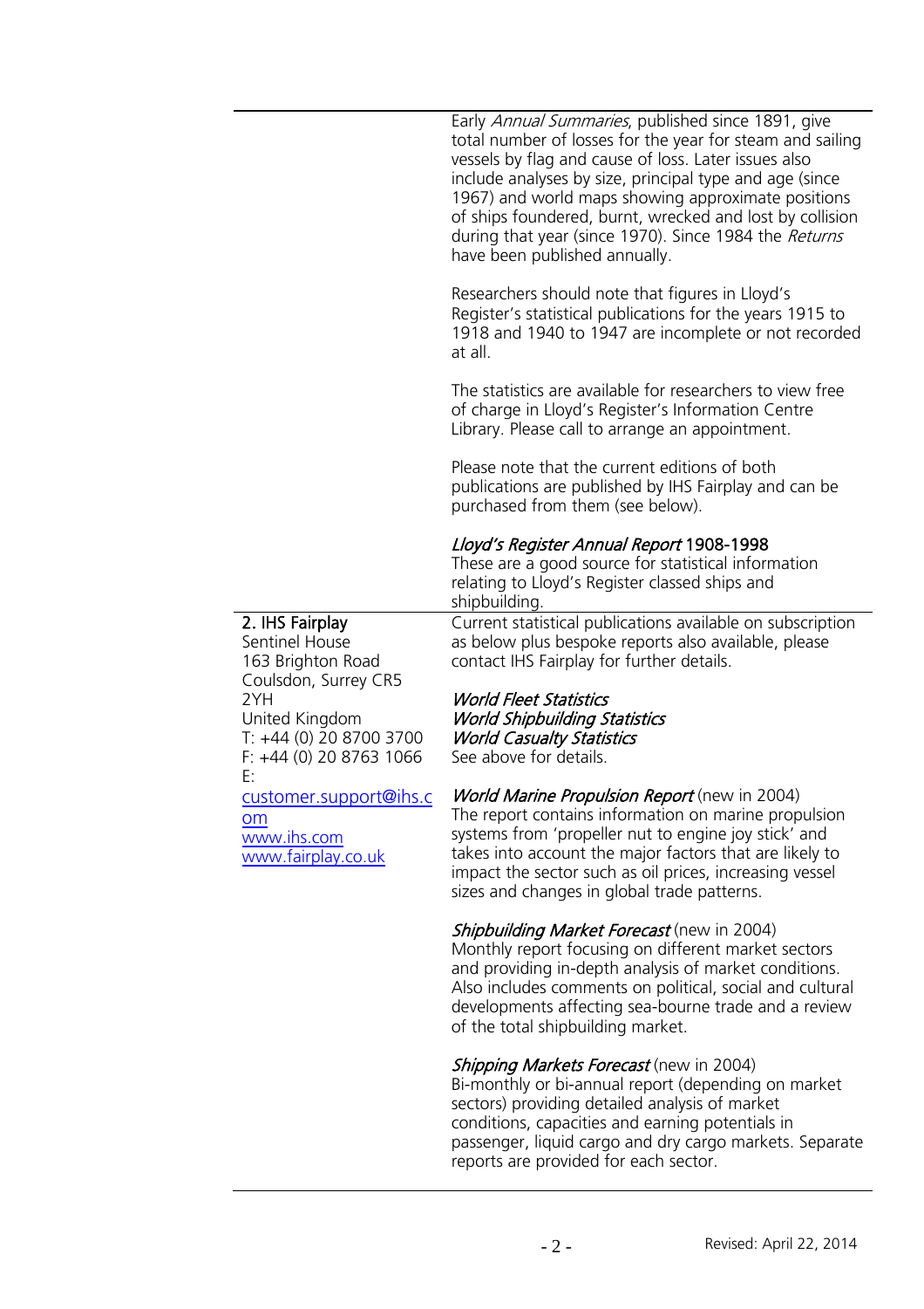Early *Annual Summaries*, published since 1891, give total number of losses for the year for steam and sailing vessels by flag and cause of loss. Later issues also include analyses by size, principal type and age (since 1967) and world maps showing approximate positions of ships foundered, burnt, wrecked and lost by collision during that year (since 1970). Since 1984 the *Returns* have been published annually.

Researchers should note that figures in Lloyd's Register's statistical publications for the years 1915 to 1918 and 1940 to 1947 are incomplete or not recorded at all.

The statistics are available for researchers to view free of charge in Lloyd's Register's Information Centre Library. Please call to arrange an appointment.

Please note that the current editions of both publications are published by IHS Fairplay and can be purchased from them (see below).

***Lloyd's Register Annual Report* 1908-1998**
These are a good source for statistical information relating to Lloyd's Register classed ships and shipbuilding.

## 2. IHS Fairplay

Sentinel House
163 Brighton Road
Coulsdon, Surrey CR5 2YH
United Kingdom
T: +44 (0) 20 8700 3700
F: +44 (0) 20 8763 1066
E: customer.support@ihs.com
www.ihs.com
www.fairplay.co.uk

Current statistical publications available on subscription as below plus bespoke reports also available, please contact IHS Fairplay for further details.

***World Fleet Statistics***
***World Shipbuilding Statistics***
***World Casualty Statistics***
See above for details.

***World Marine Propulsion Report*** (new in 2004)
The report contains information on marine propulsion systems from 'propeller nut to engine joy stick' and takes into account the major factors that are likely to impact the sector such as oil prices, increasing vessel sizes and changes in global trade patterns.

***Shipbuilding Market Forecast*** (new in 2004)
Monthly report focusing on different market sectors and providing in-depth analysis of market conditions. Also includes comments on political, social and cultural developments affecting sea-bourne trade and a review of the total shipbuilding market.

***Shipping Markets Forecast*** (new in 2004)
Bi-monthly or bi-annual report (depending on market sectors) providing detailed analysis of market conditions, capacities and earning potentials in passenger, liquid cargo and dry cargo markets. Separate reports are provided for each sector.

Revised: April 22, 2014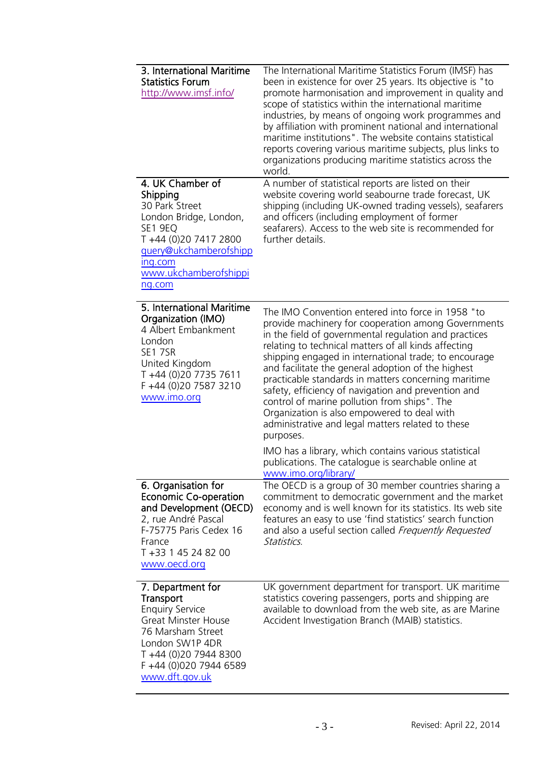| | |
|---|---|
| **3. International Maritime Statistics Forum**<br>http://www.imsf.info/ | The International Maritime Statistics Forum (IMSF) has been in existence for over 25 years. Its objective is "to promote harmonisation and improvement in quality and scope of statistics within the international maritime industries, by means of ongoing work programmes and by affiliation with prominent national and international maritime institutions". The website contains statistical reports covering various maritime subjects, plus links to organizations producing maritime statistics across the world. |
| **4. UK Chamber of Shipping**<br>30 Park Street<br>London Bridge, London, SE1 9EQ<br>T +44 (0)20 7417 2800<br>query@ukchamberofshipping.com<br>www.ukchamberofshipping.com | A number of statistical reports are listed on their website covering world seabourne trade forecast, UK shipping (including UK-owned trading vessels), seafarers and officers (including employment of former seafarers). Access to the web site is recommended for further details. |
| **5. International Maritime Organization (IMO)**<br>4 Albert Embankment<br>London<br>SE1 7SR<br>United Kingdom<br>T +44 (0)20 7735 7611<br>F +44 (0)20 7587 3210<br>www.imo.org | The IMO Convention entered into force in 1958 "to provide machinery for cooperation among Governments in the field of governmental regulation and practices relating to technical matters of all kinds affecting shipping engaged in international trade; to encourage and facilitate the general adoption of the highest practicable standards in matters concerning maritime safety, efficiency of navigation and prevention and control of marine pollution from ships". The Organization is also empowered to deal with administrative and legal matters related to these purposes.<br><br>IMO has a library, which contains various statistical publications. The catalogue is searchable online at www.imo.org/library/ |
| **6. Organisation for Economic Co-operation and Development (OECD)**<br>2, rue André Pascal<br>F-75775 Paris Cedex 16<br>France<br>T +33 1 45 24 82 00<br>www.oecd.org | The OECD is a group of 30 member countries sharing a commitment to democratic government and the market economy and is well known for its statistics. Its web site features an easy to use 'find statistics' search function and also a useful section called *Frequently Requested Statistics*. |
| **7. Department for Transport**<br>Enquiry Service<br>Great Minster House<br>76 Marsham Street<br>London SW1P 4DR<br>T +44 (0)20 7944 8300<br>F +44 (0)020 7944 6589<br>www.dft.gov.uk | UK government department for transport. UK maritime statistics covering passengers, ports and shipping are available to download from the web site, as are Marine Accident Investigation Branch (MAIB) statistics. |

Revised: April 22, 2014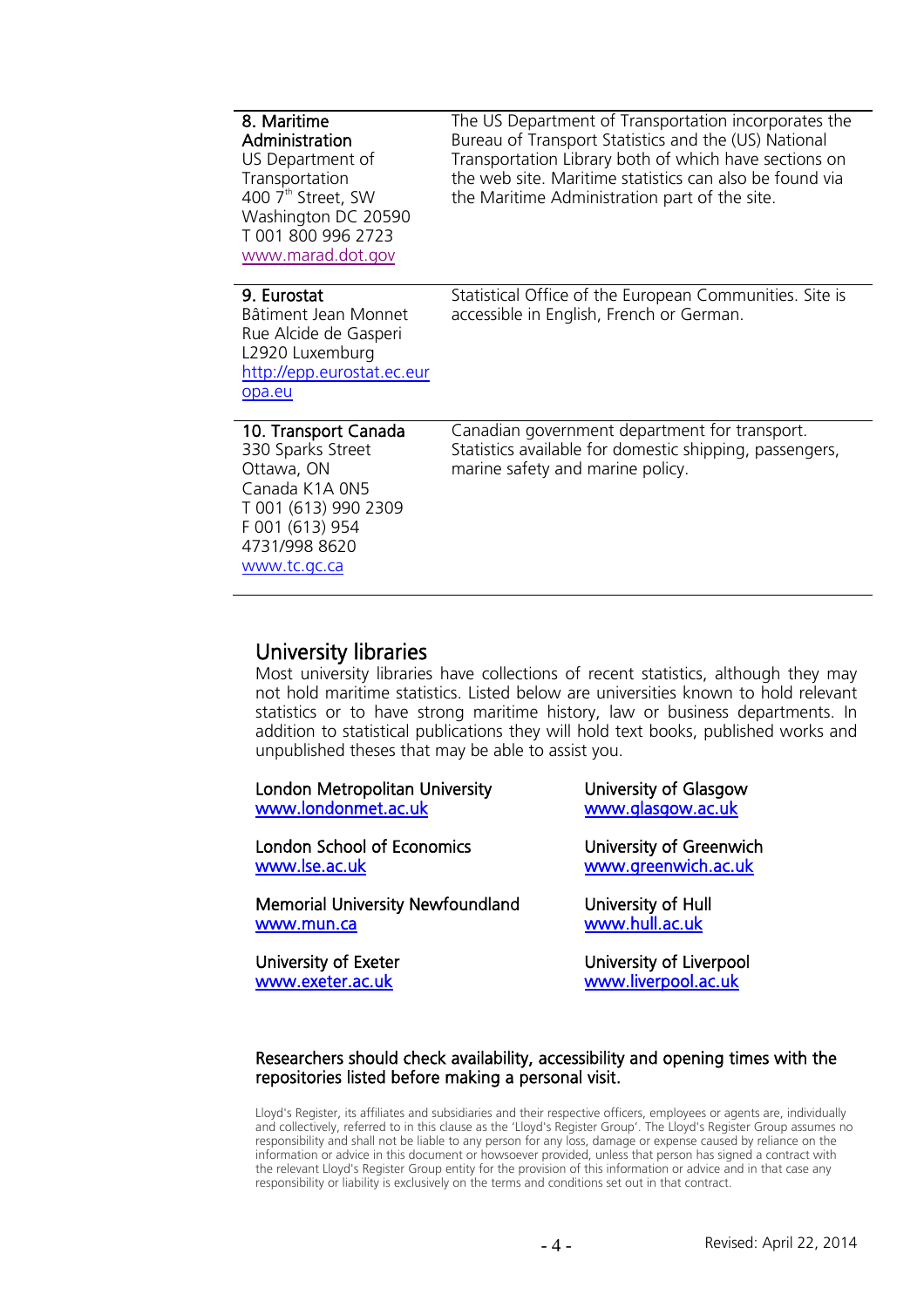| | |
|---|---|
| **8. Maritime Administration**<br>US Department of Transportation<br>400 7th Street, SW<br>Washington DC 20590<br>T 001 800 996 2723<br>www.marad.dot.gov | The US Department of Transportation incorporates the Bureau of Transport Statistics and the (US) National Transportation Library both of which have sections on the web site. Maritime statistics can also be found via the Maritime Administration part of the site. |
| **9. Eurostat**<br>Bâtiment Jean Monnet<br>Rue Alcide de Gasperi<br>L2920 Luxemburg<br>http://epp.eurostat.ec.europa.eu | Statistical Office of the European Communities. Site is accessible in English, French or German. |
| **10. Transport Canada**<br>330 Sparks Street<br>Ottawa, ON<br>Canada K1A 0N5<br>T 001 (613) 990 2309<br>F 001 (613) 954 4731/998 8620<br>www.tc.gc.ca | Canadian government department for transport. Statistics available for domestic shipping, passengers, marine safety and marine policy. |

## University libraries

Most university libraries have collections of recent statistics, although they may not hold maritime statistics. Listed below are universities known to hold relevant statistics or to have strong maritime history, law or business departments. In addition to statistical publications they will hold text books, published works and unpublished theses that may be able to assist you.

London Metropolitan University
www.londonmet.ac.uk

London School of Economics
www.lse.ac.uk

Memorial University Newfoundland
www.mun.ca

University of Exeter
www.exeter.ac.uk

University of Glasgow
www.glasgow.ac.uk

University of Greenwich
www.greenwich.ac.uk

University of Hull
www.hull.ac.uk

University of Liverpool
www.liverpool.ac.uk

**Researchers should check availability, accessibility and opening times with the repositories listed before making a personal visit.**

Lloyd's Register, its affiliates and subsidiaries and their respective officers, employees or agents are, individually and collectively, referred to in this clause as the 'Lloyd's Register Group'. The Lloyd's Register Group assumes no responsibility and shall not be liable to any person for any loss, damage or expense caused by reliance on the information or advice in this document or howsoever provided, unless that person has signed a contract with the relevant Lloyd's Register Group entity for the provision of this information or advice and in that case any responsibility or liability is exclusively on the terms and conditions set out in that contract.

Revised: April 22, 2014